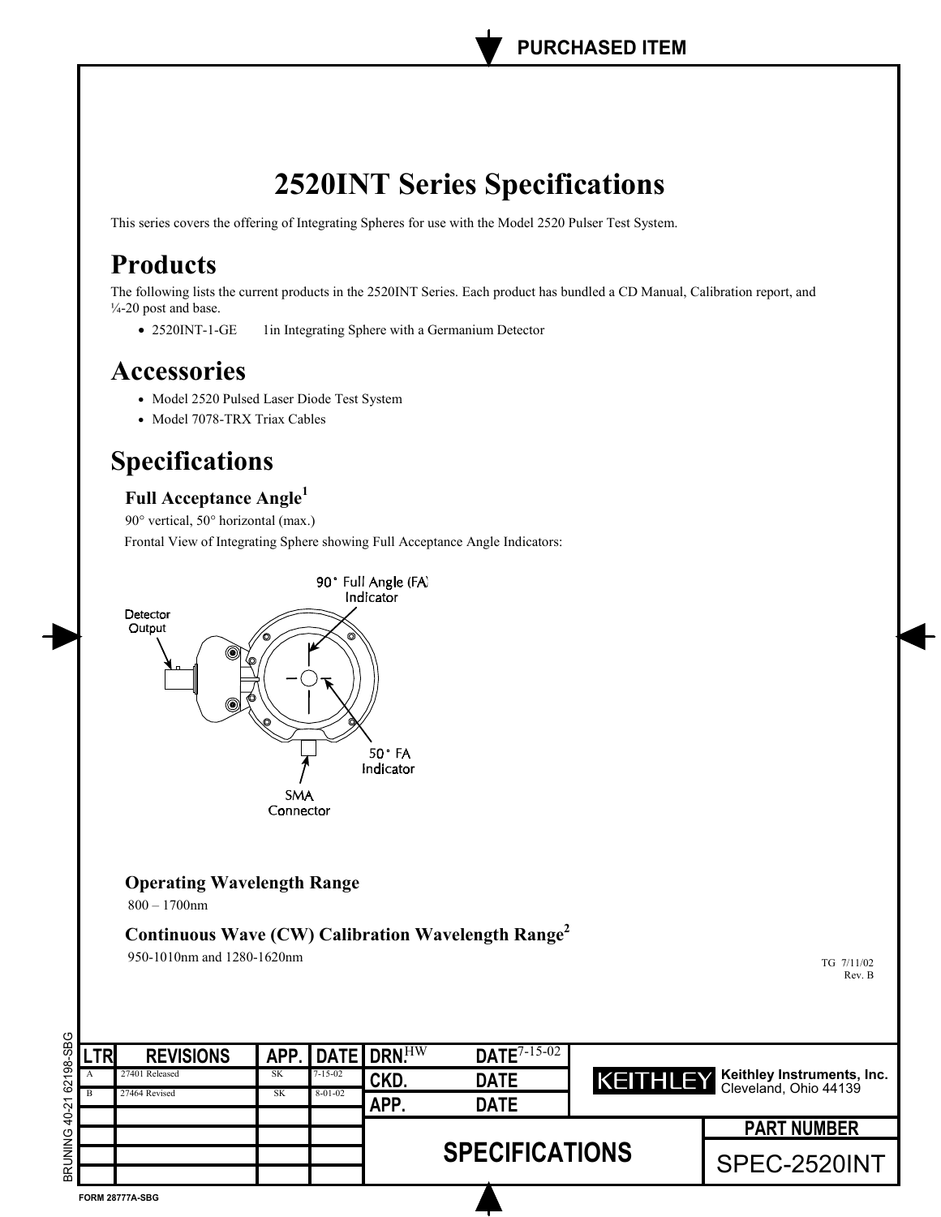PURCHASED ITEM

# 2520INT Series Specifications

This series covers the offering of Integrating Spheres for use with the Model 2520 Pulser Test System.

## Products

The following lists the current products in the 2520INT Series. Each product has bundled a CD Manual, Calibration report, and ¼-20 post and base.

- 2520INT-1-GE  1in Integrating Sphere with a Germanium Detector

## Accessories

- Model 2520 Pulsed Laser Diode Test System
- Model 7078-TRX Triax Cables

## Specifications

### Full Acceptance Angle[1]

90° vertical, 50° horizontal (max.)

Frontal View of Integrating Sphere showing Full Acceptance Angle Indicators:

90° Full Angle (FA) Indicator

Detector Output

50° FA Indicator

SMA Connector

### Operating Wavelength Range

800 – 1700nm

### Continuous Wave (CW) Calibration Wavelength Range[2]

950-1010nm and 1280-1620nm

TG 7/11/02
Rev. B

| LTR | REVISIONS | APP. | DATE |
|---|---|---|---|
| A | 27401 Released | SK | 7-15-02 |
| B | 27464 Revised | SK | 8-01-02 |

DRN. HW DATE 7-15-02
CKD. DATE
APP. DATE

KEITHLEY Keithley Instruments, Inc. Cleveland, Ohio 44139

SPECIFICATIONS

PART NUMBER: SPEC-2520INT

BRUNING 40-21 62198-SBG

FORM 28777A-SBG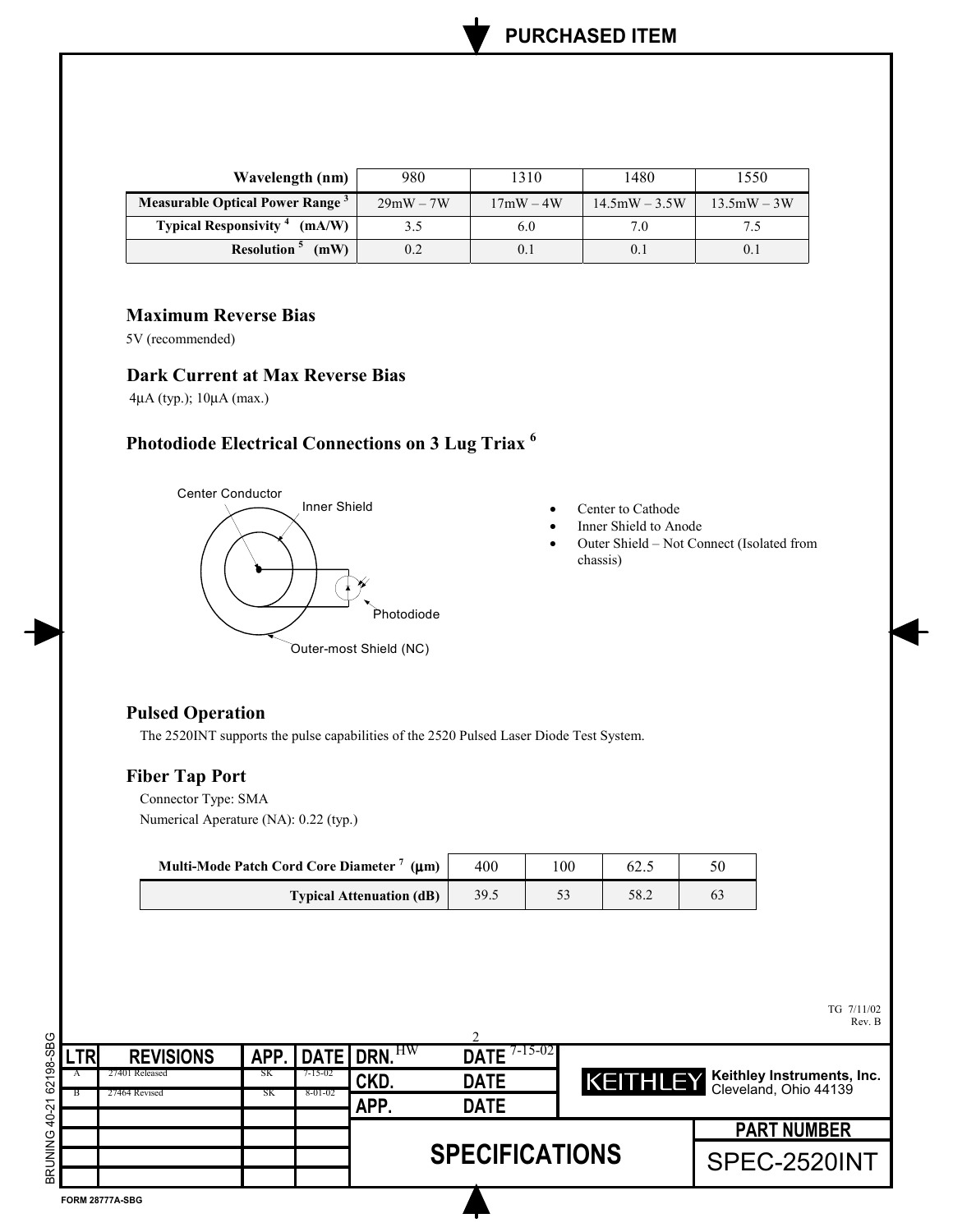| Wavelength (nm) | 980 | 1310 | 1480 | 1550 |
|---|---|---|---|---|
| Measurable Optical Power Range [3] | 29mW – 7W | 17mW – 4W | 14.5mW – 3.5W | 13.5mW – 3W |
| Typical Responsivity [4] (mA/W) | 3.5 | 6.0 | 7.0 | 7.5 |
| Resolution [5] (mW) | 0.2 | 0.1 | 0.1 | 0.1 |

## Maximum Reverse Bias

5V (recommended)

## Dark Current at Max Reverse Bias

4μA (typ.); 10μA (max.)

## Photodiode Electrical Connections on 3 Lug Triax [6]

Center Conductor

Inner Shield

Photodiode

Outer-most Shield (NC)

- Center to Cathode
- Inner Shield to Anode
- Outer Shield – Not Connect (Isolated from chassis)

## Pulsed Operation

The 2520INT supports the pulse capabilities of the 2520 Pulsed Laser Diode Test System.

## Fiber Tap Port

Connector Type: SMA

Numerical Aperature (NA): 0.22 (typ.)

| Multi-Mode Patch Cord Core Diameter [7] (μm) | 400 | 100 | 62.5 | 50 |
|---|---|---|---|---|
| Typical Attenuation (dB) | 39.5 | 53 | 58.2 | 63 |

TG 7/11/02
Rev. B

| LTR | REVISIONS | APP. | DATE |
|---|---|---|---|
| A | 27401 Released | SK | 7-15-02 |
| B | 27464 Revised | SK | 8-01-02 |

DRN. HW DATE 7-15-02
CKD. DATE
APP. DATE

KEITHLEY Keithley Instruments, Inc. Cleveland, Ohio 44139

SPECIFICATIONS

PART NUMBER: SPEC-2520INT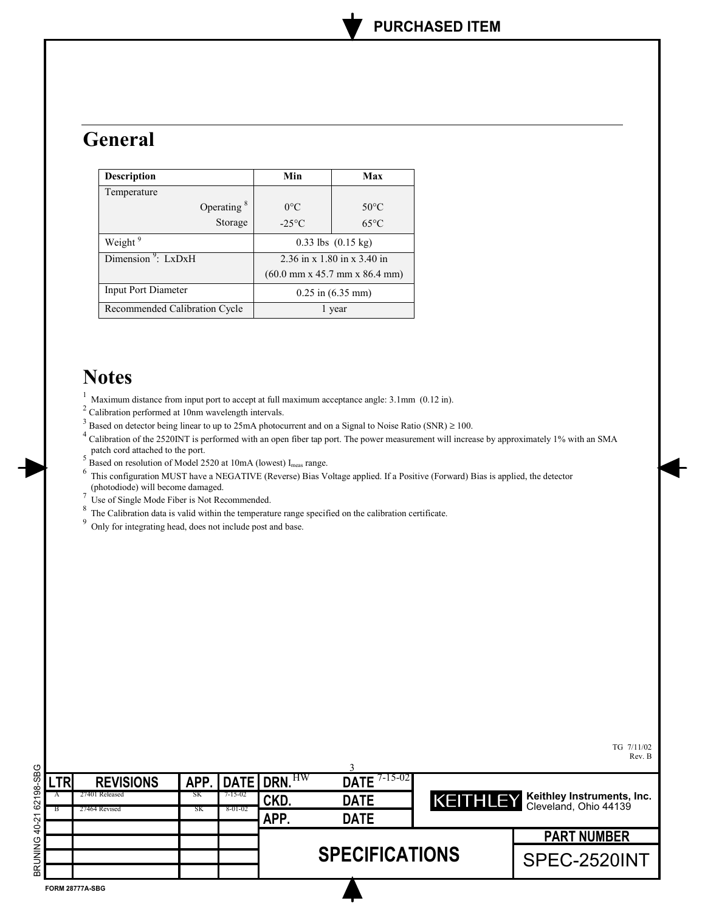**PURCHASED ITEM**

## General

| Description | Min | Max |
|---|---|---|
| Temperature | | |
| Operating [8] | 0°C | 50°C |
| Storage | -25°C | 65°C |
| Weight [9] | 0.33 lbs (0.15 kg) | |
| Dimension [9]: LxDxH | 2.36 in x 1.80 in x 3.40 in (60.0 mm x 45.7 mm x 86.4 mm) | |
| Input Port Diameter | 0.25 in (6.35 mm) | |
| Recommended Calibration Cycle | 1 year | |

## Notes

[1] Maximum distance from input port to accept at full maximum acceptance angle: 3.1mm (0.12 in).
[2] Calibration performed at 10nm wavelength intervals.
[3] Based on detector being linear to up to 25mA photocurrent and on a Signal to Noise Ratio (SNR) ≥ 100.
[4] Calibration of the 2520INT is performed with an open fiber tap port. The power measurement will increase by approximately 1% with an SMA patch cord attached to the port.
[5] Based on resolution of Model 2520 at 10mA (lowest) $I_{meas}$ range.
[6] This configuration MUST have a NEGATIVE (Reverse) Bias Voltage applied. If a Positive (Forward) Bias is applied, the detector (photodiode) will become damaged.
[7] Use of Single Mode Fiber is Not Recommended.
[8] The Calibration data is valid within the temperature range specified on the calibration certificate.
[9] Only for integrating head, does not include post and base.

TG 7/11/02
Rev. B

| LTR | REVISIONS | APP. | DATE |
|---|---|---|---|
| A | 27401 Released | SK | 7-15-02 |
| B | 27464 Revised | SK | 8-01-02 |

| | |
|---|---|
| DRN. HW | DATE 7-15-02 |
| CKD. | DATE |
| APP. | DATE |

KEITHLEY Keithley Instruments, Inc. Cleveland, Ohio 44139

**SPECIFICATIONS**

**PART NUMBER** SPEC-2520INT

BRUNING 40-21 62198-SBG

FORM 28777A-SBG